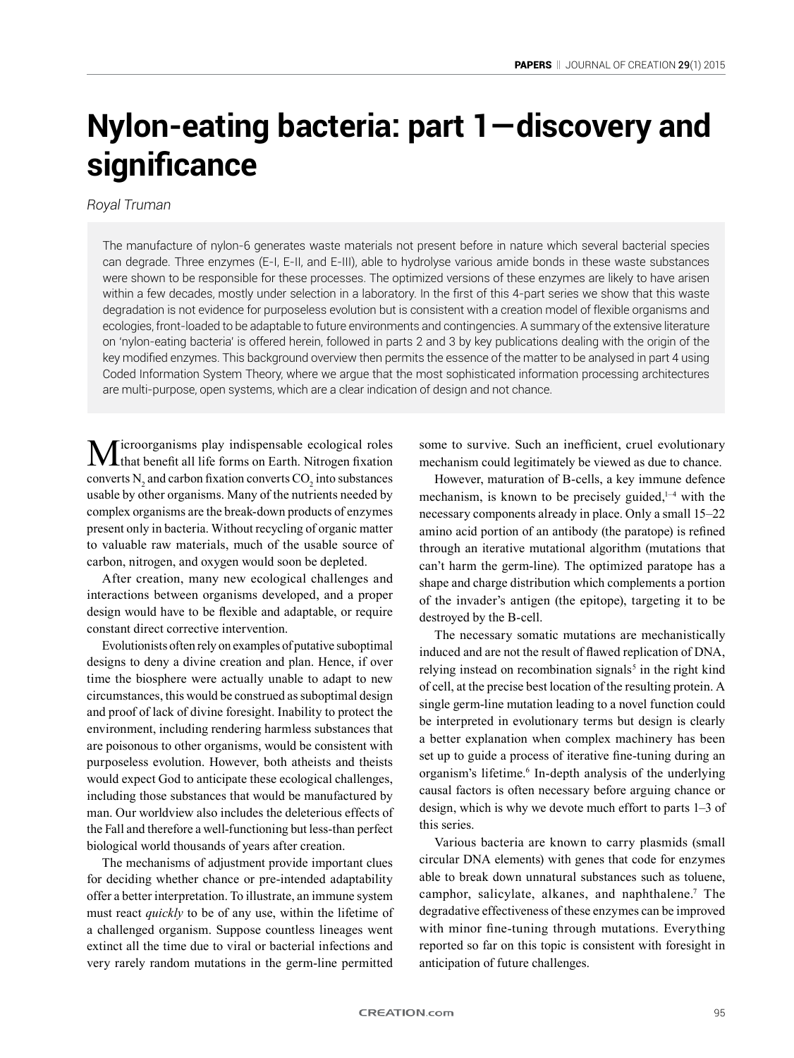# Nylon-eating bacteria: part 1—discovery and significance

*Royal Truman*

> The manufacture of nylon-6 generates waste materials not present before in nature which several bacterial species can degrade. Three enzymes (E-I, E-II, and E-III), able to hydrolyse various amide bonds in these waste substances were shown to be responsible for these processes. The optimized versions of these enzymes are likely to have arisen within a few decades, mostly under selection in a laboratory. In the first of this 4-part series we show that this waste degradation is not evidence for purposeless evolution but is consistent with a creation model of flexible organisms and ecologies, front-loaded to be adaptable to future environments and contingencies. A summary of the extensive literature on 'nylon-eating bacteria' is offered herein, followed in parts 2 and 3 by key publications dealing with the origin of the key modified enzymes. This background overview then permits the essence of the matter to be analysed in part 4 using Coded Information System Theory, where we argue that the most sophisticated information processing architectures are multi-purpose, open systems, which are a clear indication of design and not chance.

Microorganisms play indispensable ecological roles that benefit all life forms on Earth. Nitrogen fixation converts $N_2$ and carbon fixation converts $CO_2$ into substances usable by other organisms. Many of the nutrients needed by complex organisms are the break-down products of enzymes present only in bacteria. Without recycling of organic matter to valuable raw materials, much of the usable source of carbon, nitrogen, and oxygen would soon be depleted.

After creation, many new ecological challenges and interactions between organisms developed, and a proper design would have to be flexible and adaptable, or require constant direct corrective intervention.

Evolutionists often rely on examples of putative suboptimal designs to deny a divine creation and plan. Hence, if over time the biosphere were actually unable to adapt to new circumstances, this would be construed as suboptimal design and proof of lack of divine foresight. Inability to protect the environment, including rendering harmless substances that are poisonous to other organisms, would be consistent with purposeless evolution. However, both atheists and theists would expect God to anticipate these ecological challenges, including those substances that would be manufactured by man. Our worldview also includes the deleterious effects of the Fall and therefore a well-functioning but less-than perfect biological world thousands of years after creation.

The mechanisms of adjustment provide important clues for deciding whether chance or pre-intended adaptability offer a better interpretation. To illustrate, an immune system must react *quickly* to be of any use, within the lifetime of a challenged organism. Suppose countless lineages went extinct all the time due to viral or bacterial infections and very rarely random mutations in the germ-line permitted some to survive. Such an inefficient, cruel evolutionary mechanism could legitimately be viewed as due to chance.

However, maturation of B-cells, a key immune defence mechanism, is known to be precisely guided,[1–4] with the necessary components already in place. Only a small 15–22 amino acid portion of an antibody (the paratope) is refined through an iterative mutational algorithm (mutations that can't harm the germ-line). The optimized paratope has a shape and charge distribution which complements a portion of the invader's antigen (the epitope), targeting it to be destroyed by the B-cell.

The necessary somatic mutations are mechanistically induced and are not the result of flawed replication of DNA, relying instead on recombination signals[5] in the right kind of cell, at the precise best location of the resulting protein. A single germ-line mutation leading to a novel function could be interpreted in evolutionary terms but design is clearly a better explanation when complex machinery has been set up to guide a process of iterative fine-tuning during an organism's lifetime.[6] In-depth analysis of the underlying causal factors is often necessary before arguing chance or design, which is why we devote much effort to parts 1–3 of this series.

Various bacteria are known to carry plasmids (small circular DNA elements) with genes that code for enzymes able to break down unnatural substances such as toluene, camphor, salicylate, alkanes, and naphthalene.[7] The degradative effectiveness of these enzymes can be improved with minor fine-tuning through mutations. Everything reported so far on this topic is consistent with foresight in anticipation of future challenges.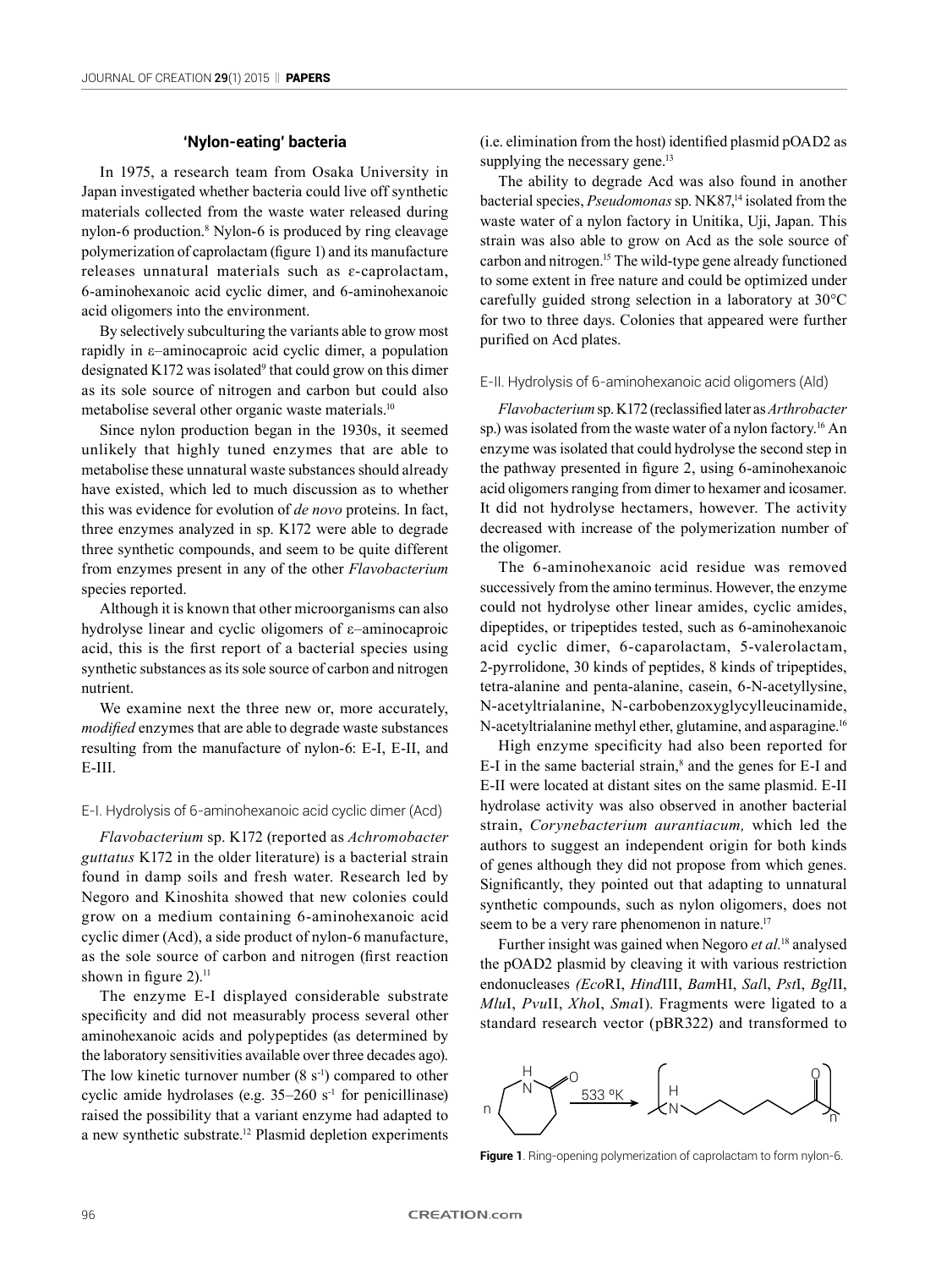## 'Nylon-eating' bacteria

In 1975, a research team from Osaka University in Japan investigated whether bacteria could live off synthetic materials collected from the waste water released during nylon-6 production.[8] Nylon-6 is produced by ring cleavage polymerization of caprolactam (figure 1) and its manufacture releases unnatural materials such as ε-caprolactam, 6-aminohexanoic acid cyclic dimer, and 6-aminohexanoic acid oligomers into the environment.

By selectively subculturing the variants able to grow most rapidly in ε–aminocaproic acid cyclic dimer, a population designated K172 was isolated[9] that could grow on this dimer as its sole source of nitrogen and carbon but could also metabolise several other organic waste materials.[10]

Since nylon production began in the 1930s, it seemed unlikely that highly tuned enzymes that are able to metabolise these unnatural waste substances should already have existed, which led to much discussion as to whether this was evidence for evolution of *de novo* proteins. In fact, three enzymes analyzed in sp. K172 were able to degrade three synthetic compounds, and seem to be quite different from enzymes present in any of the other *Flavobacterium* species reported.

Although it is known that other microorganisms can also hydrolyse linear and cyclic oligomers of ε–aminocaproic acid, this is the first report of a bacterial species using synthetic substances as its sole source of carbon and nitrogen nutrient.

We examine next the three new or, more accurately, *modified* enzymes that are able to degrade waste substances resulting from the manufacture of nylon-6: E-I, E-II, and E-III.

### E-I. Hydrolysis of 6-aminohexanoic acid cyclic dimer (Acd)

*Flavobacterium* sp. K172 (reported as *Achromobacter guttatus* K172 in the older literature) is a bacterial strain found in damp soils and fresh water. Research led by Negoro and Kinoshita showed that new colonies could grow on a medium containing 6-aminohexanoic acid cyclic dimer (Acd), a side product of nylon-6 manufacture, as the sole source of carbon and nitrogen (first reaction shown in figure 2).[11]

The enzyme E-I displayed considerable substrate specificity and did not measurably process several other aminohexanoic acids and polypeptides (as determined by the laboratory sensitivities available over three decades ago). The low kinetic turnover number (8 $s^{-1}$) compared to other cyclic amide hydrolases (e.g. 35–260 $s^{-1}$ for penicillinase) raised the possibility that a variant enzyme had adapted to a new synthetic substrate.[12] Plasmid depletion experiments (i.e. elimination from the host) identified plasmid pOAD2 as supplying the necessary gene.[13]

The ability to degrade Acd was also found in another bacterial species, *Pseudomonas* sp. NK87,[14] isolated from the waste water of a nylon factory in Unitika, Uji, Japan. This strain was also able to grow on Acd as the sole source of carbon and nitrogen.[15] The wild-type gene already functioned to some extent in free nature and could be optimized under carefully guided strong selection in a laboratory at 30°C for two to three days. Colonies that appeared were further purified on Acd plates.

### E-II. Hydrolysis of 6-aminohexanoic acid oligomers (Ald)

*Flavobacterium* sp. K172 (reclassified later as *Arthrobacter* sp.) was isolated from the waste water of a nylon factory.[16] An enzyme was isolated that could hydrolyse the second step in the pathway presented in figure 2, using 6-aminohexanoic acid oligomers ranging from dimer to hexamer and icosamer. It did not hydrolyse hectamers, however. The activity decreased with increase of the polymerization number of the oligomer.

The 6-aminohexanoic acid residue was removed successively from the amino terminus. However, the enzyme could not hydrolyse other linear amides, cyclic amides, dipeptides, or tripeptides tested, such as 6-aminohexanoic acid cyclic dimer, 6-caparolactam, 5-valerolactam, 2-pyrrolidone, 30 kinds of peptides, 8 kinds of tripeptides, tetra-alanine and penta-alanine, casein, 6-N-acetyllysine, N-acetyltrialanine, N-carbobenzoxyglycylleucinamide, N-acetyltrialanine methyl ether, glutamine, and asparagine.[16]

High enzyme specificity had also been reported for E-I in the same bacterial strain,[8] and the genes for E-I and E-II were located at distant sites on the same plasmid. E-II hydrolase activity was also observed in another bacterial strain, *Corynebacterium aurantiacum,* which led the authors to suggest an independent origin for both kinds of genes although they did not propose from which genes. Significantly, they pointed out that adapting to unnatural synthetic compounds, such as nylon oligomers, does not seem to be a very rare phenomenon in nature.[17]

Further insight was gained when Negoro *et al.*[18] analysed the pOAD2 plasmid by cleaving it with various restriction endonucleases *(Eco*RI, *Hind*III, *Bam*HI, *Sal*I, *Pst*I, *Bgl*II, *Mlu*I, *Pvu*II, *Xho*I, *Sma*I). Fragments were ligated to a standard research vector (pBR322) and transformed to

$$n \; \text{caprolactam} \xrightarrow{533\ ^{o}K} \left[ -NH-(CH_2)_5-C(=O)- \right]_n$$

**Figure 1**. Ring-opening polymerization of caprolactam to form nylon-6.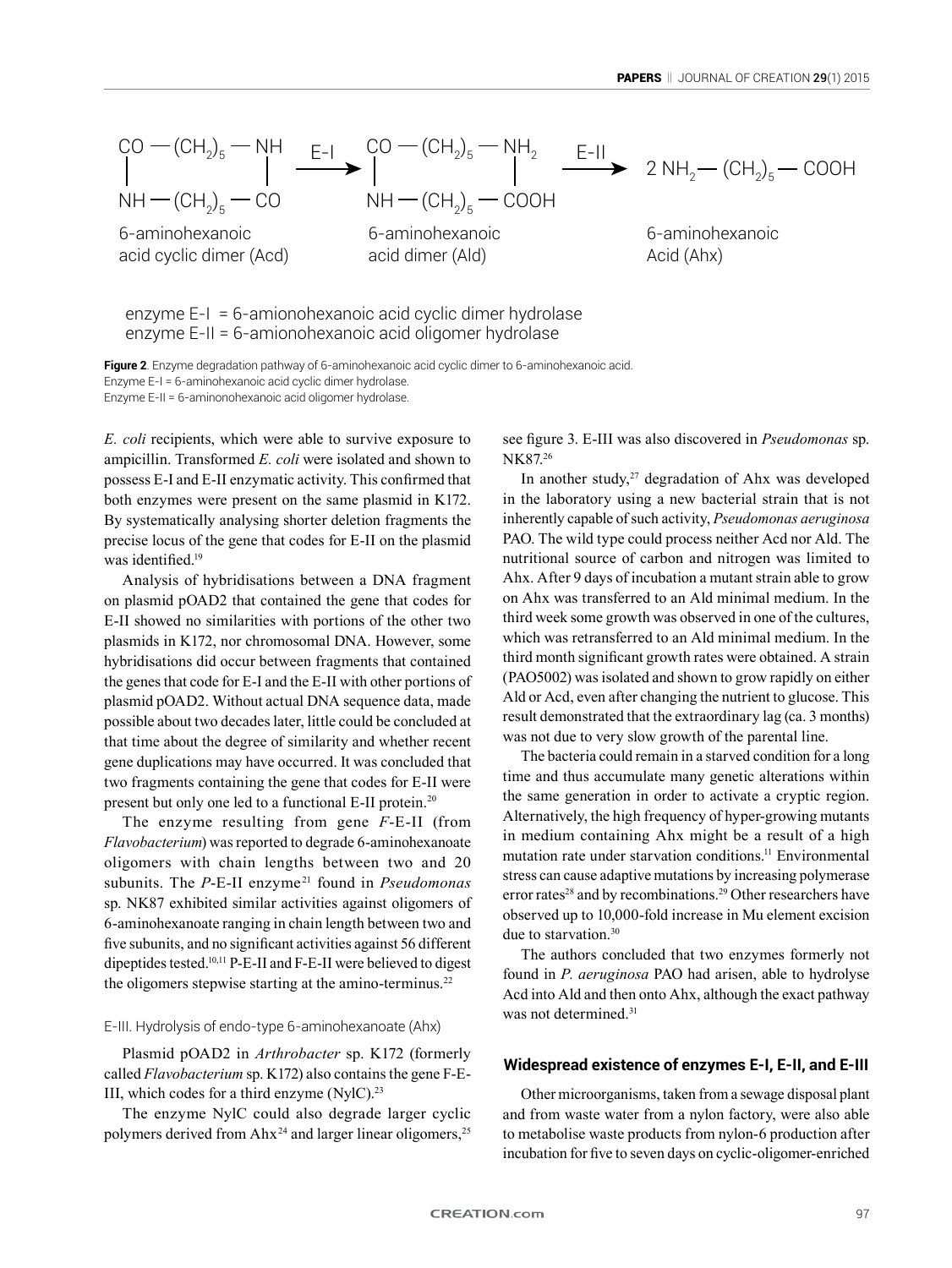$$\begin{array}{c} CO - (CH_2)_5 - NH \\ | \qquad\qquad\qquad | \\ NH - (CH_2)_5 - CO \end{array} \xrightarrow{\text{E-I}} \begin{array}{c} CO - (CH_2)_5 - NH_2 \\ | \qquad\qquad\qquad | \\ NH - (CH_2)_5 - COOH \end{array} \xrightarrow{\text{E-II}} 2\ NH_2 - (CH_2)_5 - COOH$$

6-aminohexanoic acid cyclic dimer (Acd) — 6-aminohexanoic acid dimer (Ald) — 6-aminohexanoic Acid (Ahx)

enzyme E-I = 6-amionohexanoic acid cyclic dimer hydrolase
enzyme E-II = 6-amionohexanoic acid oligomer hydrolase

**Figure 2**. Enzyme degradation pathway of 6-aminohexanoic acid cyclic dimer to 6-aminohexanoic acid.
Enzyme E-I = 6-aminohexanoic acid cyclic dimer hydrolase.
Enzyme E-II = 6-aminonohexanoic acid oligomer hydrolase.

*E. coli* recipients, which were able to survive exposure to ampicillin. Transformed *E. coli* were isolated and shown to possess E-I and E-II enzymatic activity. This confirmed that both enzymes were present on the same plasmid in K172. By systematically analysing shorter deletion fragments the precise locus of the gene that codes for E-II on the plasmid was identified.[19]

Analysis of hybridisations between a DNA fragment on plasmid pOAD2 that contained the gene that codes for E-II showed no similarities with portions of the other two plasmids in K172, nor chromosomal DNA. However, some hybridisations did occur between fragments that contained the genes that code for E-I and the E-II with other portions of plasmid pOAD2. Without actual DNA sequence data, made possible about two decades later, little could be concluded at that time about the degree of similarity and whether recent gene duplications may have occurred. It was concluded that two fragments containing the gene that codes for E-II were present but only one led to a functional E-II protein.[20]

The enzyme resulting from gene *F*-E-II (from *Flavobacterium*) was reported to degrade 6-aminohexanoate oligomers with chain lengths between two and 20 subunits. The *P*-E-II enzyme[21] found in *Pseudomonas* sp. NK87 exhibited similar activities against oligomers of 6-aminohexanoate ranging in chain length between two and five subunits, and no significant activities against 56 different dipeptides tested.[10,11] P-E-II and F-E-II were believed to digest the oligomers stepwise starting at the amino-terminus.[22]

### E-III. Hydrolysis of endo-type 6-aminohexanoate (Ahx)

Plasmid pOAD2 in *Arthrobacter* sp. K172 (formerly called *Flavobacterium* sp. K172) also contains the gene F-E-III, which codes for a third enzyme (NylC).[23]

The enzyme NylC could also degrade larger cyclic polymers derived from Ahx[24] and larger linear oligomers,[25] see figure 3. E-III was also discovered in *Pseudomonas* sp. NK87.[26]

In another study,[27] degradation of Ahx was developed in the laboratory using a new bacterial strain that is not inherently capable of such activity, *Pseudomonas aeruginosa* PAO. The wild type could process neither Acd nor Ald. The nutritional source of carbon and nitrogen was limited to Ahx. After 9 days of incubation a mutant strain able to grow on Ahx was transferred to an Ald minimal medium. In the third week some growth was observed in one of the cultures, which was retransferred to an Ald minimal medium. In the third month significant growth rates were obtained. A strain (PAO5002) was isolated and shown to grow rapidly on either Ald or Acd, even after changing the nutrient to glucose. This result demonstrated that the extraordinary lag (ca. 3 months) was not due to very slow growth of the parental line.

The bacteria could remain in a starved condition for a long time and thus accumulate many genetic alterations within the same generation in order to activate a cryptic region. Alternatively, the high frequency of hyper-growing mutants in medium containing Ahx might be a result of a high mutation rate under starvation conditions.[11] Environmental stress can cause adaptive mutations by increasing polymerase error rates[28] and by recombinations.[29] Other researchers have observed up to 10,000-fold increase in Mu element excision due to starvation.[30]

The authors concluded that two enzymes formerly not found in *P. aeruginosa* PAO had arisen, able to hydrolyse Acd into Ald and then onto Ahx, although the exact pathway was not determined.[31]

## Widespread existence of enzymes E-I, E-II, and E-III

Other microorganisms, taken from a sewage disposal plant and from waste water from a nylon factory, were also able to metabolise waste products from nylon-6 production after incubation for five to seven days on cyclic-oligomer-enriched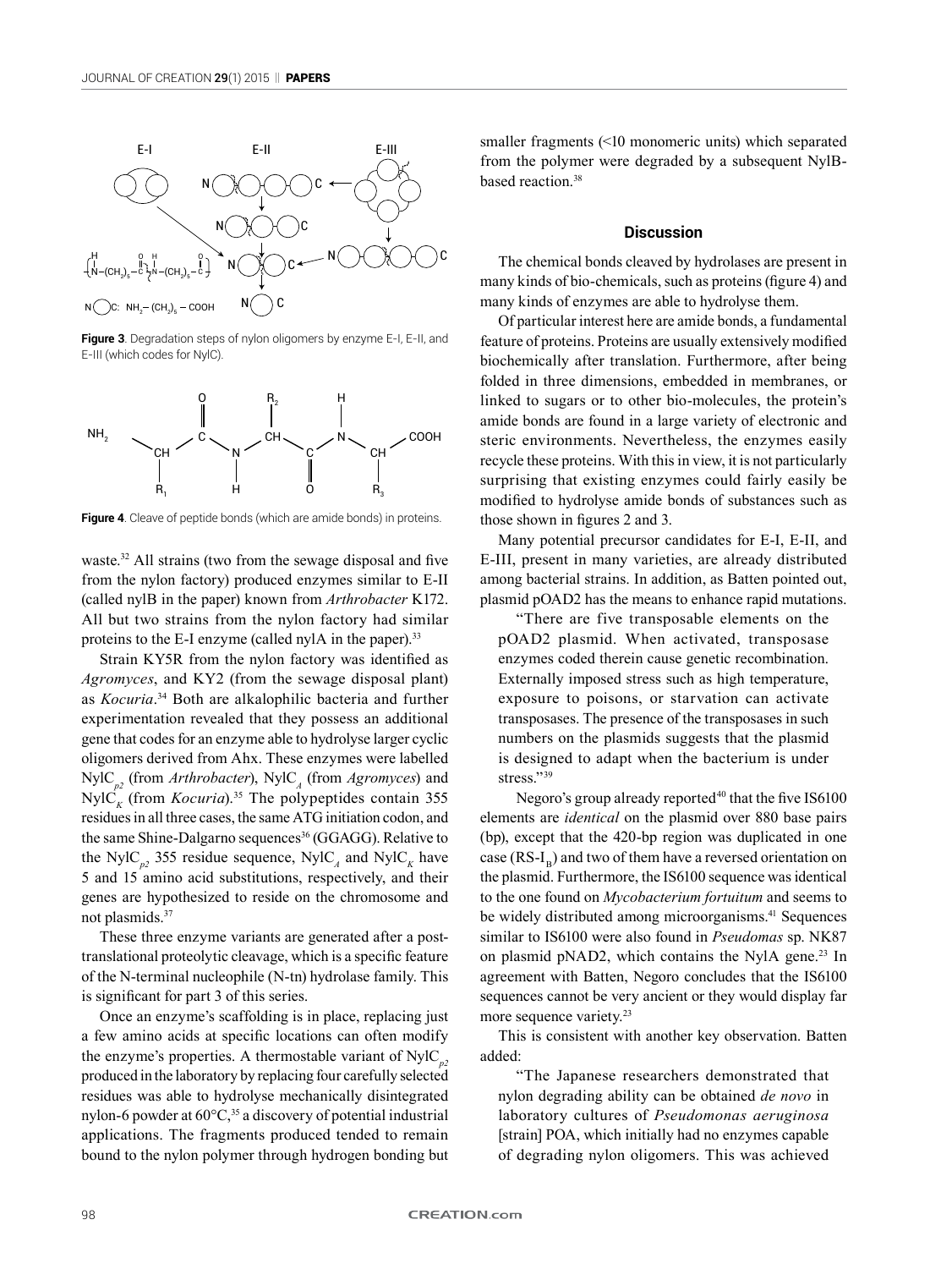**Figure 3**. Degradation steps of nylon oligomers by enzyme E-I, E-II, and E-III (which codes for NylC).

**Figure 4**. Cleave of peptide bonds (which are amide bonds) in proteins.

waste.[32] All strains (two from the sewage disposal and five from the nylon factory) produced enzymes similar to E-II (called nylB in the paper) known from *Arthrobacter* K172. All but two strains from the nylon factory had similar proteins to the E-I enzyme (called nylA in the paper).[33]

Strain KY5R from the nylon factory was identified as *Agromyces*, and KY2 (from the sewage disposal plant) as *Kocuria*.[34] Both are alkalophilic bacteria and further experimentation revealed that they possess an additional gene that codes for an enzyme able to hydrolyse larger cyclic oligomers derived from Ahx. These enzymes were labelled $NylC_{p2}$ (from *Arthrobacter*), $NylC_A$ (from *Agromyces*) and $NylC_K$ (from *Kocuria*).[35] The polypeptides contain 355 residues in all three cases, the same ATG initiation codon, and the same Shine-Dalgarno sequences[36] (GGAGG). Relative to the $NylC_{p2}$ 355 residue sequence, $NylC_A$ and $NylC_K$ have 5 and 15 amino acid substitutions, respectively, and their genes are hypothesized to reside on the chromosome and not plasmids.[37]

These three enzyme variants are generated after a post-translational proteolytic cleavage, which is a specific feature of the N-terminal nucleophile (N-tn) hydrolase family. This is significant for part 3 of this series.

Once an enzyme's scaffolding is in place, replacing just a few amino acids at specific locations can often modify the enzyme's properties. A thermostable variant of $NylC_{p2}$ produced in the laboratory by replacing four carefully selected residues was able to hydrolyse mechanically disintegrated nylon-6 powder at 60°C,[35] a discovery of potential industrial applications. The fragments produced tended to remain bound to the nylon polymer through hydrogen bonding but smaller fragments (<10 monomeric units) which separated from the polymer were degraded by a subsequent NylB-based reaction.[38]

## Discussion

The chemical bonds cleaved by hydrolases are present in many kinds of bio-chemicals, such as proteins (figure 4) and many kinds of enzymes are able to hydrolyse them.

Of particular interest here are amide bonds, a fundamental feature of proteins. Proteins are usually extensively modified biochemically after translation. Furthermore, after being folded in three dimensions, embedded in membranes, or linked to sugars or to other bio-molecules, the protein's amide bonds are found in a large variety of electronic and steric environments. Nevertheless, the enzymes easily recycle these proteins. With this in view, it is not particularly surprising that existing enzymes could fairly easily be modified to hydrolyse amide bonds of substances such as those shown in figures 2 and 3.

Many potential precursor candidates for E-I, E-II, and E-III, present in many varieties, are already distributed among bacterial strains. In addition, as Batten pointed out, plasmid pOAD2 has the means to enhance rapid mutations.

> "There are five transposable elements on the pOAD2 plasmid. When activated, transposase enzymes coded therein cause genetic recombination. Externally imposed stress such as high temperature, exposure to poisons, or starvation can activate transposases. The presence of the transposases in such numbers on the plasmids suggests that the plasmid is designed to adapt when the bacterium is under stress."[39]

Negoro's group already reported[40] that the five IS6100 elements are *identical* on the plasmid over 880 base pairs (bp), except that the 420-bp region was duplicated in one case ($RS\text{-}I_B$) and two of them have a reversed orientation on the plasmid. Furthermore, the IS6100 sequence was identical to the one found on *Mycobacterium fortuitum* and seems to be widely distributed among microorganisms.[41] Sequences similar to IS6100 were also found in *Pseudomonas* sp. NK87 on plasmid pNAD2, which contains the NylA gene.[23] In agreement with Batten, Negoro concludes that the IS6100 sequences cannot be very ancient or they would display far more sequence variety.[23]

This is consistent with another key observation. Batten added:

> "The Japanese researchers demonstrated that nylon degrading ability can be obtained *de novo* in laboratory cultures of *Pseudomonas aeruginosa* [strain] POA, which initially had no enzymes capable of degrading nylon oligomers. This was achieved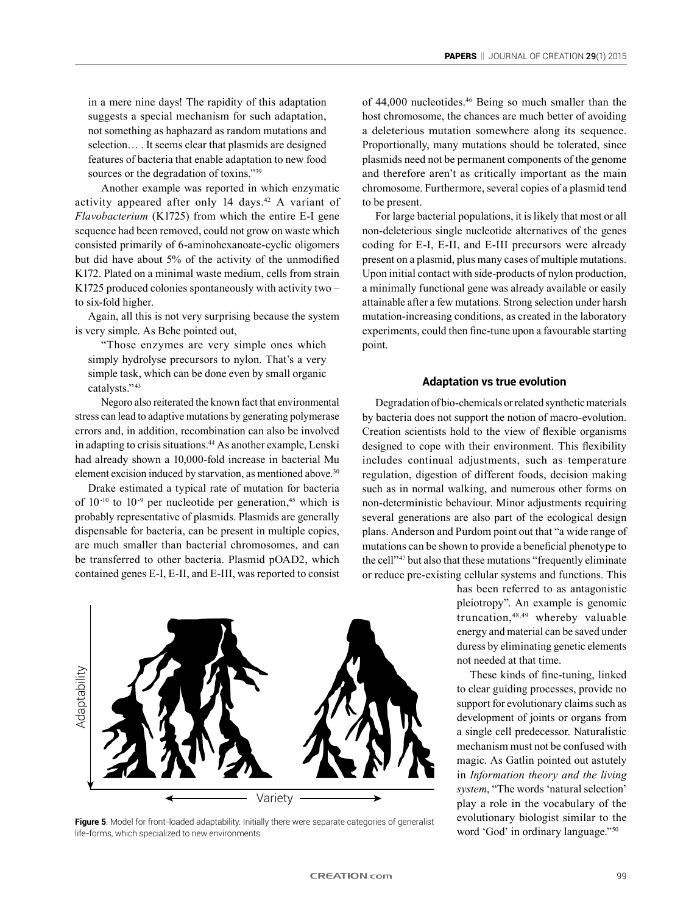in a mere nine days! The rapidity of this adaptation suggests a special mechanism for such adaptation, not something as haphazard as random mutations and selection… . It seems clear that plasmids are designed features of bacteria that enable adaptation to new food sources or the degradation of toxins."[39]

Another example was reported in which enzymatic activity appeared after only 14 days.[42] A variant of *Flavobacterium* (K1725) from which the entire E-I gene sequence had been removed, could not grow on waste which consisted primarily of 6-aminohexanoate-cyclic oligomers but did have about 5% of the activity of the unmodified K172. Plated on a minimal waste medium, cells from strain K1725 produced colonies spontaneously with activity two – to six-fold higher.

Again, all this is not very surprising because the system is very simple. As Behe pointed out,

> "Those enzymes are very simple ones which simply hydrolyse precursors to nylon. That's a very simple task, which can be done even by small organic catalysts."[43]

Negoro also reiterated the known fact that environmental stress can lead to adaptive mutations by generating polymerase errors and, in addition, recombination can also be involved in adapting to crisis situations.[44] As another example, Lenski had already shown a 10,000-fold increase in bacterial Mu element excision induced by starvation, as mentioned above.[30]

Drake estimated a typical rate of mutation for bacteria of $10^{-10}$ to $10^{-9}$ per nucleotide per generation,[45] which is probably representative of plasmids. Plasmids are generally dispensable for bacteria, can be present in multiple copies, are much smaller than bacterial chromosomes, and can be transferred to other bacteria. Plasmid pOAD2, which contained genes E-I, E-II, and E-III, was reported to consist of 44,000 nucleotides.[46] Being so much smaller than the host chromosome, the chances are much better of avoiding a deleterious mutation somewhere along its sequence. Proportionally, many mutations should be tolerated, since plasmids need not be permanent components of the genome and therefore aren't as critically important as the main chromosome. Furthermore, several copies of a plasmid tend to be present.

For large bacterial populations, it is likely that most or all non-deleterious single nucleotide alternatives of the genes coding for E-I, E-II, and E-III precursors were already present on a plasmid, plus many cases of multiple mutations. Upon initial contact with side-products of nylon production, a minimally functional gene was already available or easily attainable after a few mutations. Strong selection under harsh mutation-increasing conditions, as created in the laboratory experiments, could then fine-tune upon a favourable starting point.

**Figure 5**. Model for front-loaded adaptability. Initially there were separate categories of generalist life-forms, which specialized to new environments.

## Adaptation vs true evolution

Degradation of bio-chemicals or related synthetic materials by bacteria does not support the notion of macro-evolution. Creation scientists hold to the view of flexible organisms designed to cope with their environment. This flexibility includes continual adjustments, such as temperature regulation, digestion of different foods, decision making such as in normal walking, and numerous other forms on non-deterministic behaviour. Minor adjustments requiring several generations are also part of the ecological design plans. Anderson and Purdom point out that "a wide range of mutations can be shown to provide a beneficial phenotype to the cell"[47] but also that these mutations "frequently eliminate or reduce pre-existing cellular systems and functions. This has been referred to as antagonistic pleiotropy". An example is genomic truncation,[48,49] whereby valuable energy and material can be saved under duress by eliminating genetic elements not needed at that time.

These kinds of fine-tuning, linked to clear guiding processes, provide no support for evolutionary claims such as development of joints or organs from a single cell predecessor. Naturalistic mechanism must not be confused with magic. As Gatlin pointed out astutely in *Information theory and the living system*, "The words 'natural selection' play a role in the vocabulary of the evolutionary biologist similar to the word 'God' in ordinary language."[50]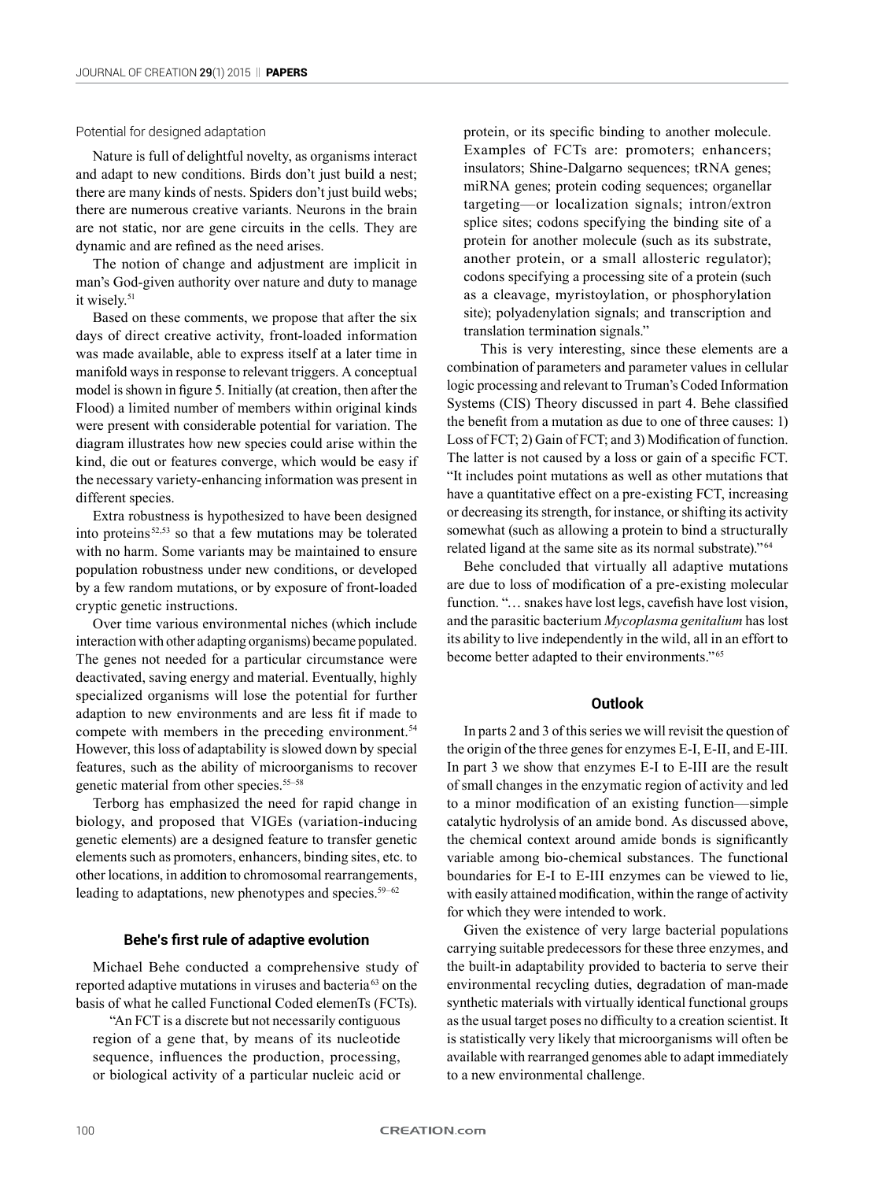### Potential for designed adaptation

Nature is full of delightful novelty, as organisms interact and adapt to new conditions. Birds don't just build a nest; there are many kinds of nests. Spiders don't just build webs; there are numerous creative variants. Neurons in the brain are not static, nor are gene circuits in the cells. They are dynamic and are refined as the need arises.

The notion of change and adjustment are implicit in man's God-given authority over nature and duty to manage it wisely.[51]

Based on these comments, we propose that after the six days of direct creative activity, front-loaded information was made available, able to express itself at a later time in manifold ways in response to relevant triggers. A conceptual model is shown in figure 5. Initially (at creation, then after the Flood) a limited number of members within original kinds were present with considerable potential for variation. The diagram illustrates how new species could arise within the kind, die out or features converge, which would be easy if the necessary variety-enhancing information was present in different species.

Extra robustness is hypothesized to have been designed into proteins[52,53] so that a few mutations may be tolerated with no harm. Some variants may be maintained to ensure population robustness under new conditions, or developed by a few random mutations, or by exposure of front-loaded cryptic genetic instructions.

Over time various environmental niches (which include interaction with other adapting organisms) became populated. The genes not needed for a particular circumstance were deactivated, saving energy and material. Eventually, highly specialized organisms will lose the potential for further adaption to new environments and are less fit if made to compete with members in the preceding environment.[54] However, this loss of adaptability is slowed down by special features, such as the ability of microorganisms to recover genetic material from other species.[55–58]

Terborg has emphasized the need for rapid change in biology, and proposed that VIGEs (variation-inducing genetic elements) are a designed feature to transfer genetic elements such as promoters, enhancers, binding sites, etc. to other locations, in addition to chromosomal rearrangements, leading to adaptations, new phenotypes and species.[59–62]

## Behe's first rule of adaptive evolution

Michael Behe conducted a comprehensive study of reported adaptive mutations in viruses and bacteria[63] on the basis of what he called Functional Coded elemenTs (FCTs).

> "An FCT is a discrete but not necessarily contiguous region of a gene that, by means of its nucleotide sequence, influences the production, processing, or biological activity of a particular nucleic acid or protein, or its specific binding to another molecule. Examples of FCTs are: promoters; enhancers; insulators; Shine-Dalgarno sequences; tRNA genes; miRNA genes; protein coding sequences; organellar targeting—or localization signals; intron/extron splice sites; codons specifying the binding site of a protein for another molecule (such as its substrate, another protein, or a small allosteric regulator); codons specifying a processing site of a protein (such as a cleavage, myristoylation, or phosphorylation site); polyadenylation signals; and transcription and translation termination signals."

This is very interesting, since these elements are a combination of parameters and parameter values in cellular logic processing and relevant to Truman's Coded Information Systems (CIS) Theory discussed in part 4. Behe classified the benefit from a mutation as due to one of three causes: 1) Loss of FCT; 2) Gain of FCT; and 3) Modification of function. The latter is not caused by a loss or gain of a specific FCT. "It includes point mutations as well as other mutations that have a quantitative effect on a pre-existing FCT, increasing or decreasing its strength, for instance, or shifting its activity somewhat (such as allowing a protein to bind a structurally related ligand at the same site as its normal substrate)."[64]

Behe concluded that virtually all adaptive mutations are due to loss of modification of a pre-existing molecular function. "… snakes have lost legs, cavefish have lost vision, and the parasitic bacterium *Mycoplasma genitalium* has lost its ability to live independently in the wild, all in an effort to become better adapted to their environments."[65]

## Outlook

In parts 2 and 3 of this series we will revisit the question of the origin of the three genes for enzymes E-I, E-II, and E-III. In part 3 we show that enzymes E-I to E-III are the result of small changes in the enzymatic region of activity and led to a minor modification of an existing function—simple catalytic hydrolysis of an amide bond. As discussed above, the chemical context around amide bonds is significantly variable among bio-chemical substances. The functional boundaries for E-I to E-III enzymes can be viewed to lie, with easily attained modification, within the range of activity for which they were intended to work.

Given the existence of very large bacterial populations carrying suitable predecessors for these three enzymes, and the built-in adaptability provided to bacteria to serve their environmental recycling duties, degradation of man-made synthetic materials with virtually identical functional groups as the usual target poses no difficulty to a creation scientist. It is statistically very likely that microorganisms will often be available with rearranged genomes able to adapt immediately to a new environmental challenge.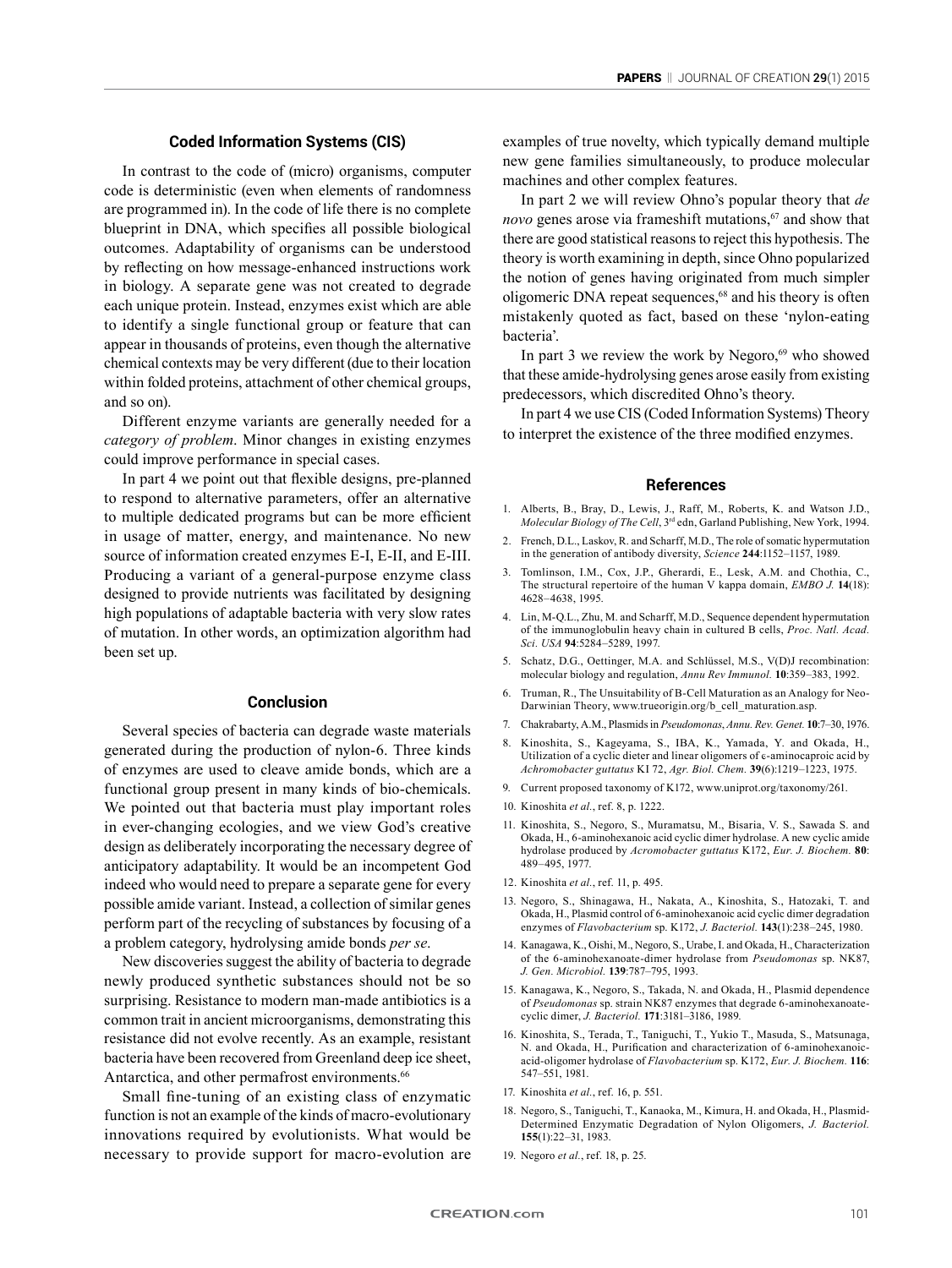## Coded Information Systems (CIS)

In contrast to the code of (micro) organisms, computer code is deterministic (even when elements of randomness are programmed in). In the code of life there is no complete blueprint in DNA, which specifies all possible biological outcomes. Adaptability of organisms can be understood by reflecting on how message-enhanced instructions work in biology. A separate gene was not created to degrade each unique protein. Instead, enzymes exist which are able to identify a single functional group or feature that can appear in thousands of proteins, even though the alternative chemical contexts may be very different (due to their location within folded proteins, attachment of other chemical groups, and so on).

Different enzyme variants are generally needed for a *category of problem*. Minor changes in existing enzymes could improve performance in special cases.

In part 4 we point out that flexible designs, pre-planned to respond to alternative parameters, offer an alternative to multiple dedicated programs but can be more efficient in usage of matter, energy, and maintenance. No new source of information created enzymes E-I, E-II, and E-III. Producing a variant of a general-purpose enzyme class designed to provide nutrients was facilitated by designing high populations of adaptable bacteria with very slow rates of mutation. In other words, an optimization algorithm had been set up.

## Conclusion

Several species of bacteria can degrade waste materials generated during the production of nylon-6. Three kinds of enzymes are used to cleave amide bonds, which are a functional group present in many kinds of bio-chemicals. We pointed out that bacteria must play important roles in ever-changing ecologies, and we view God's creative design as deliberately incorporating the necessary degree of anticipatory adaptability. It would be an incompetent God indeed who would need to prepare a separate gene for every possible amide variant. Instead, a collection of similar genes perform part of the recycling of substances by focusing of a a problem category, hydrolysing amide bonds *per se*.

New discoveries suggest the ability of bacteria to degrade newly produced synthetic substances should not be so surprising. Resistance to modern man-made antibiotics is a common trait in ancient microorganisms, demonstrating this resistance did not evolve recently. As an example, resistant bacteria have been recovered from Greenland deep ice sheet, Antarctica, and other permafrost environments.[66]

Small fine-tuning of an existing class of enzymatic function is not an example of the kinds of macro-evolutionary innovations required by evolutionists. What would be necessary to provide support for macro-evolution are examples of true novelty, which typically demand multiple new gene families simultaneously, to produce molecular machines and other complex features.

In part 2 we will review Ohno's popular theory that *de novo* genes arose via frameshift mutations,[67] and show that there are good statistical reasons to reject this hypothesis. The theory is worth examining in depth, since Ohno popularized the notion of genes having originated from much simpler oligomeric DNA repeat sequences,[68] and his theory is often mistakenly quoted as fact, based on these 'nylon-eating bacteria'.

In part 3 we review the work by Negoro,[69] who showed that these amide-hydrolysing genes arose easily from existing predecessors, which discredited Ohno's theory.

In part 4 we use CIS (Coded Information Systems) Theory to interpret the existence of the three modified enzymes.

## References

1. Alberts, B., Bray, D., Lewis, J., Raff, M., Roberts, K. and Watson J.D., *Molecular Biology of The Cell*, 3rd edn, Garland Publishing, New York, 1994.
2. French, D.L., Laskov, R. and Scharff, M.D., The role of somatic hypermutation in the generation of antibody diversity, *Science* **244**:1152–1157, 1989.
3. Tomlinson, I.M., Cox, J.P., Gherardi, E., Lesk, A.M. and Chothia, C., The structural repertoire of the human V kappa domain, *EMBO J.* **14**(18): 4628–4638, 1995.
4. Lin, M-Q.L., Zhu, M. and Scharff, M.D., Sequence dependent hypermutation of the immunoglobulin heavy chain in cultured B cells, *Proc. Natl. Acad. Sci. USA* **94**:5284–5289, 1997.
5. Schatz, D.G., Oettinger, M.A. and Schlüssel, M.S., V(D)J recombination: molecular biology and regulation, *Annu Rev Immunol.* **10**:359–383, 1992.
6. Truman, R., The Unsuitability of B-Cell Maturation as an Analogy for Neo-Darwinian Theory, www.trueorigin.org/b_cell_maturation.asp.
7. Chakrabarty, A.M., Plasmids in *Pseudomonas*, *Annu. Rev. Genet.* **10**:7–30, 1976.
8. Kinoshita, S., Kageyama, S., IBA, K., Yamada, Y. and Okada, H., Utilization of a cyclic dieter and linear oligomers of ϵ-aminocaproic acid by *Achromobacter guttatus* KI 72, *Agr. Biol. Chem.* **39**(6):1219–1223, 1975.
9. Current proposed taxonomy of K172, www.uniprot.org/taxonomy/261.
10. Kinoshita *et al.*, ref. 8, p. 1222.
11. Kinoshita, S., Negoro, S., Muramatsu, M., Bisaria, V. S., Sawada S. and Okada, H., 6-aminohexanoic acid cyclic dimer hydrolase. A new cyclic amide hydrolase produced by *Acromobacter guttatus* K172, *Eur. J. Biochem.* **80**: 489–495, 1977.
12. Kinoshita *et al.*, ref. 11, p. 495.
13. Negoro, S., Shinagawa, H., Nakata, A., Kinoshita, S., Hatozaki, T. and Okada, H., Plasmid control of 6-aminohexanoic acid cyclic dimer degradation enzymes of *Flavobacterium* sp. K172, *J. Bacteriol.* **143**(1):238–245, 1980.
14. Kanagawa, K., Oishi, M., Negoro, S., Urabe, I. and Okada, H., Characterization of the 6-aminohexanoate-dimer hydrolase from *Pseudomonas* sp. NK87, *J. Gen. Microbiol.* **139**:787–795, 1993.
15. Kanagawa, K., Negoro, S., Takada, N. and Okada, H., Plasmid dependence of *Pseudomonas* sp. strain NK87 enzymes that degrade 6-aminohexanoate-cyclic dimer, *J. Bacteriol.* **171**:3181–3186, 1989.
16. Kinoshita, S., Terada, T., Taniguchi, T., Yukio T., Masuda, S., Matsunaga, N. and Okada, H., Purification and characterization of 6-aminohexanoic-acid-oligomer hydrolase of *Flavobacterium* sp. K172, *Eur. J. Biochem.* **116**: 547–551, 1981.
17. Kinoshita *et al.*, ref. 16, p. 551.
18. Negoro, S., Taniguchi, T., Kanaoka, M., Kimura, H. and Okada, H., Plasmid-Determined Enzymatic Degradation of Nylon Oligomers, *J. Bacteriol.* **155**(1):22–31, 1983.
19. Negoro *et al.*, ref. 18, p. 25.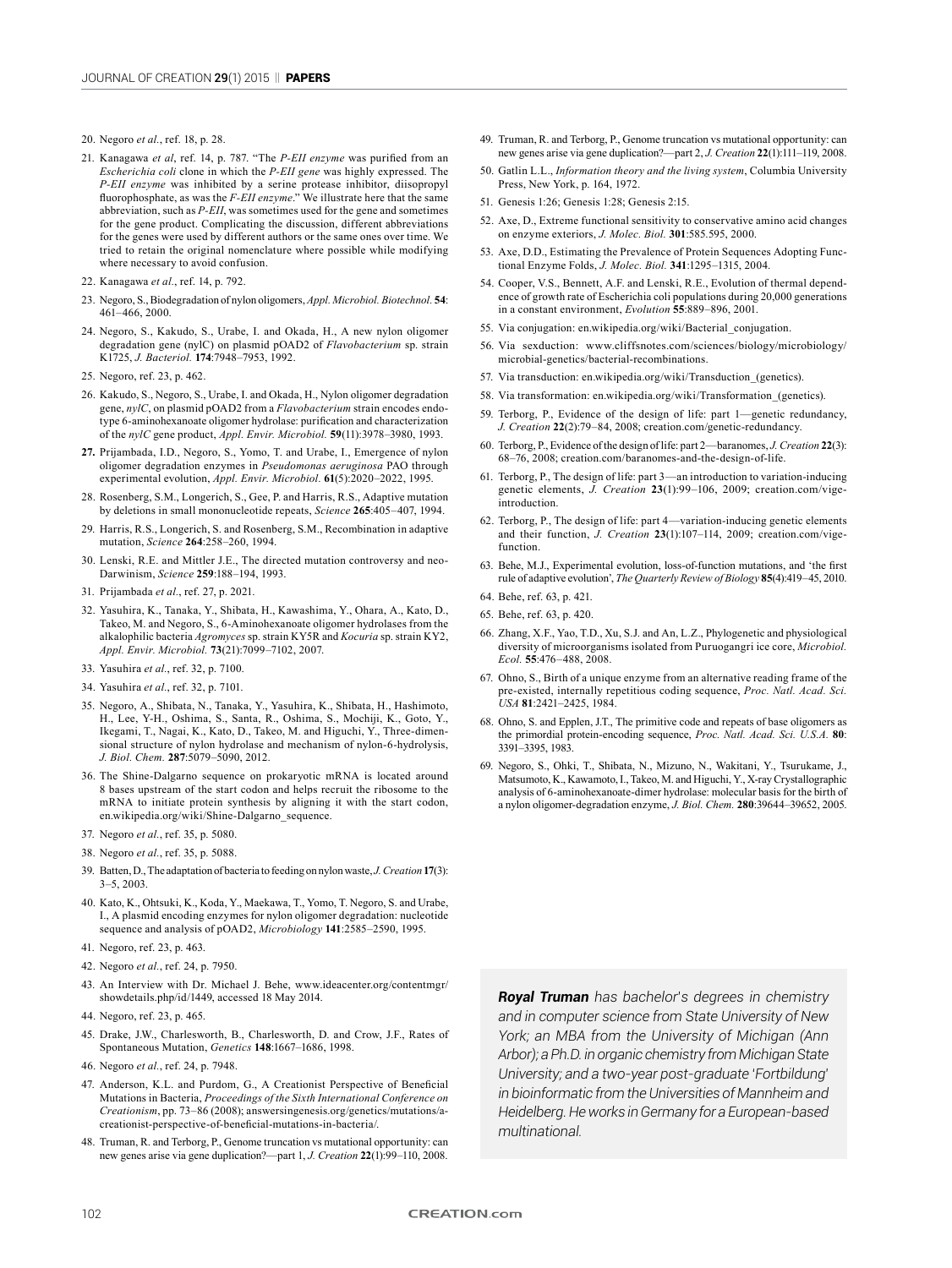20. Negoro *et al.*, ref. 18, p. 28.
21. Kanagawa *et al*, ref. 14, p. 787. "The *P-EII enzyme* was purified from an *Escherichia coli* clone in which the *P-EII gene* was highly expressed. The *P-EII enzyme* was inhibited by a serine protease inhibitor, diisopropyl fluorophosphate, as was the *F-EII enzyme*." We illustrate here that the same abbreviation, such as *P-EII*, was sometimes used for the gene and sometimes for the gene product. Complicating the discussion, different abbreviations for the genes were used by different authors or the same ones over time. We tried to retain the original nomenclature where possible while modifying where necessary to avoid confusion.
22. Kanagawa *et al.*, ref. 14, p. 792.
23. Negoro, S., Biodegradation of nylon oligomers, *Appl. Microbiol. Biotechnol.* **54**: 461–466, 2000.
24. Negoro, S., Kakudo, S., Urabe, I. and Okada, H., A new nylon oligomer degradation gene (nylC) on plasmid pOAD2 of *Flavobacterium* sp. strain K1725, *J. Bacteriol.* **174**:7948–7953, 1992.
25. Negoro, ref. 23, p. 462.
26. Kakudo, S., Negoro, S., Urabe, I. and Okada, H., Nylon oligomer degradation gene, *nylC*, on plasmid pOAD2 from a *Flavobacterium* strain encodes endo-type 6-aminohexanoate oligomer hydrolase: purification and characterization of the *nylC* gene product, *Appl. Envir. Microbiol.* **59**(11):3978–3980, 1993.
27. Prijambada, I.D., Negoro, S., Yomo, T. and Urabe, I., Emergence of nylon oligomer degradation enzymes in *Pseudomonas aeruginosa* PAO through experimental evolution, *Appl. Envir. Microbiol*. **61**(5):2020–2022, 1995.
28. Rosenberg, S.M., Longerich, S., Gee, P. and Harris, R.S., Adaptive mutation by deletions in small mononucleotide repeats, *Science* **265**:405–407, 1994.
29. Harris, R.S., Longerich, S. and Rosenberg, S.M., Recombination in adaptive mutation, *Science* **264**:258–260, 1994.
30. Lenski, R.E. and Mittler J.E., The directed mutation controversy and neo-Darwinism, *Science* **259**:188–194, 1993.
31. Prijambada *et al.*, ref. 27, p. 2021.
32. Yasuhira, K., Tanaka, Y., Shibata, H., Kawashima, Y., Ohara, A., Kato, D., Takeo, M. and Negoro, S., 6-Aminohexanoate oligomer hydrolases from the alkalophilic bacteria *Agromyces* sp. strain KY5R and *Kocuria* sp. strain KY2, *Appl. Envir. Microbiol.* **73**(21):7099–7102, 2007.
33. Yasuhira *et al.*, ref. 32, p. 7100.
34. Yasuhira *et al.*, ref. 32, p. 7101.
35. Negoro, A., Shibata, N., Tanaka, Y., Yasuhira, K., Shibata, H., Hashimoto, H., Lee, Y-H., Oshima, S., Santa, R., Oshima, S., Mochiji, K., Goto, Y., Ikegami, T., Nagai, K., Kato, D., Takeo, M. and Higuchi, Y., Three-dimensional structure of nylon hydrolase and mechanism of nylon-6-hydrolysis, *J. Biol. Chem.* **287**:5079–5090, 2012.
36. The Shine-Dalgarno sequence on prokaryotic mRNA is located around 8 bases upstream of the start codon and helps recruit the ribosome to the mRNA to initiate protein synthesis by aligning it with the start codon, en.wikipedia.org/wiki/Shine-Dalgarno_sequence.
37. Negoro *et al.*, ref. 35, p. 5080.
38. Negoro *et al.*, ref. 35, p. 5088.
39. Batten, D., The adaptation of bacteria to feeding on nylon waste, *J. Creation* **17**(3): 3–5, 2003.
40. Kato, K., Ohtsuki, K., Koda, Y., Maekawa, T., Yomo, T. Negoro, S. and Urabe, I., A plasmid encoding enzymes for nylon oligomer degradation: nucleotide sequence and analysis of pOAD2, *Microbiology* **141**:2585–2590, 1995.
41. Negoro, ref. 23, p. 463.
42. Negoro *et al.*, ref. 24, p. 7950.
43. An Interview with Dr. Michael J. Behe, www.ideacenter.org/contentmgr/showdetails.php/id/1449, accessed 18 May 2014.
44. Negoro, ref. 23, p. 465.
45. Drake, J.W., Charlesworth, B., Charlesworth, D. and Crow, J.F., Rates of Spontaneous Mutation, *Genetics* **148**:1667–1686, 1998.
46. Negoro *et al.*, ref. 24, p. 7948.
47. Anderson, K.L. and Purdom, G., A Creationist Perspective of Beneficial Mutations in Bacteria, *Proceedings of the Sixth International Conference on Creationism*, pp. 73–86 (2008); answersingenesis.org/genetics/mutations/a-creationist-perspective-of-beneficial-mutations-in-bacteria/.
48. Truman, R. and Terborg, P., Genome truncation vs mutational opportunity: can new genes arise via gene duplication?—part 1, *J. Creation* **22**(1):99–110, 2008.
49. Truman, R. and Terborg, P., Genome truncation vs mutational opportunity: can new genes arise via gene duplication?—part 2, *J. Creation* **22**(1):111–119, 2008.
50. Gatlin L.L., *Information theory and the living system*, Columbia University Press, New York, p. 164, 1972.
51. Genesis 1:26; Genesis 1:28; Genesis 2:15.
52. Axe, D., Extreme functional sensitivity to conservative amino acid changes on enzyme exteriors, *J. Molec. Biol.* **301**:585.595, 2000.
53. Axe, D.D., Estimating the Prevalence of Protein Sequences Adopting Functional Enzyme Folds, *J. Molec. Biol.* **341**:1295–1315, 2004.
54. Cooper, V.S., Bennett, A.F. and Lenski, R.E., Evolution of thermal dependence of growth rate of Escherichia coli populations during 20,000 generations in a constant environment, *Evolution* **55**:889–896, 2001.
55. Via conjugation: en.wikipedia.org/wiki/Bacterial_conjugation.
56. Via sexduction: www.cliffsnotes.com/sciences/biology/microbiology/microbial-genetics/bacterial-recombinations.
57. Via transduction: en.wikipedia.org/wiki/Transduction_(genetics).
58. Via transformation: en.wikipedia.org/wiki/Transformation_(genetics).
59. Terborg, P., Evidence of the design of life: part 1—genetic redundancy, *J. Creation* **22**(2):79–84, 2008; creation.com/genetic-redundancy.
60. Terborg, P., Evidence of the design of life: part 2—baranomes, *J. Creation* **22**(3): 68–76, 2008; creation.com/baranomes-and-the-design-of-life.
61. Terborg, P., The design of life: part 3—an introduction to variation-inducing genetic elements, *J. Creation* **23**(1):99–106, 2009; creation.com/vige-introduction.
62. Terborg, P., The design of life: part 4—variation-inducing genetic elements and their function, *J. Creation* **23**(1):107–114, 2009; creation.com/vige-function.
63. Behe, M.J., Experimental evolution, loss-of-function mutations, and 'the first rule of adaptive evolution', *The Quarterly Review of Biology* **85**(4):419–45, 2010.
64. Behe, ref. 63, p. 421.
65. Behe, ref. 63, p. 420.
66. Zhang, X.F., Yao, T.D., Xu, S.J. and An, L.Z., Phylogenetic and physiological diversity of microorganisms isolated from Puruogangri ice core, *Microbiol. Ecol.* **55**:476–488, 2008.
67. Ohno, S., Birth of a unique enzyme from an alternative reading frame of the pre-existed, internally repetitious coding sequence, *Proc. Natl. Acad. Sci. USA* **81**:2421–2425, 1984.
68. Ohno, S. and Epplen, J.T., The primitive code and repeats of base oligomers as the primordial protein-encoding sequence, *Proc. Natl. Acad. Sci. U.S.A.* **80**: 3391–3395, 1983.
69. Negoro, S., Ohki, T., Shibata, N., Mizuno, N., Wakitani, Y., Tsurukame, J., Matsumoto, K., Kawamoto, I., Takeo, M. and Higuchi, Y., X-ray Crystallographic analysis of 6-aminohexanoate-dimer hydrolase: molecular basis for the birth of a nylon oligomer-degradation enzyme, *J. Biol. Chem.* **280**:39644–39652, 2005.

***Royal Truman*** *has bachelor's degrees in chemistry and in computer science from State University of New York; an MBA from the University of Michigan (Ann Arbor); a Ph.D. in organic chemistry from Michigan State University; and a two-year post-graduate 'Fortbildung' in bioinformatic from the Universities of Mannheim and Heidelberg. He works in Germany for a European-based multinational.*